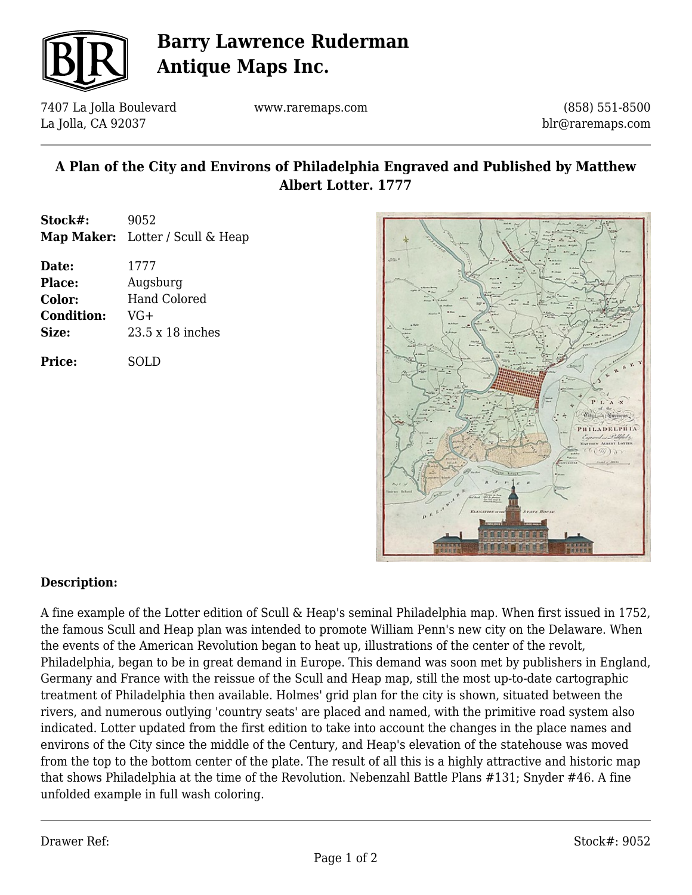# Barry Lawrence Ruderman Antique Maps Inc.

7407 La Jolla Boulevard
La Jolla, CA 92037

www.raremaps.com

(858) 551-8500
blr@raremaps.com

## A Plan of the City and Environs of Philadelphia Engraved and Published by Matthew Albert Lotter. 1777

**Stock#:** 9052
**Map Maker:** Lotter / Scull & Heap

**Date:** 1777
**Place:** Augsburg
**Color:** Hand Colored
**Condition:** VG+
**Size:** 23.5 x 18 inches

**Price:** SOLD

### Description:

A fine example of the Lotter edition of Scull & Heap's seminal Philadelphia map. When first issued in 1752, the famous Scull and Heap plan was intended to promote William Penn's new city on the Delaware. When the events of the American Revolution began to heat up, illustrations of the center of the revolt, Philadelphia, began to be in great demand in Europe. This demand was soon met by publishers in England, Germany and France with the reissue of the Scull and Heap map, still the most up-to-date cartographic treatment of Philadelphia then available. Holmes' grid plan for the city is shown, situated between the rivers, and numerous outlying 'country seats' are placed and named, with the primitive road system also indicated. Lotter updated from the first edition to take into account the changes in the place names and environs of the City since the middle of the Century, and Heap's elevation of the statehouse was moved from the top to the bottom center of the plate. The result of all this is a highly attractive and historic map that shows Philadelphia at the time of the Revolution. Nebenzahl Battle Plans #131; Snyder #46. A fine unfolded example in full wash coloring.

Drawer Ref:

Stock#: 9052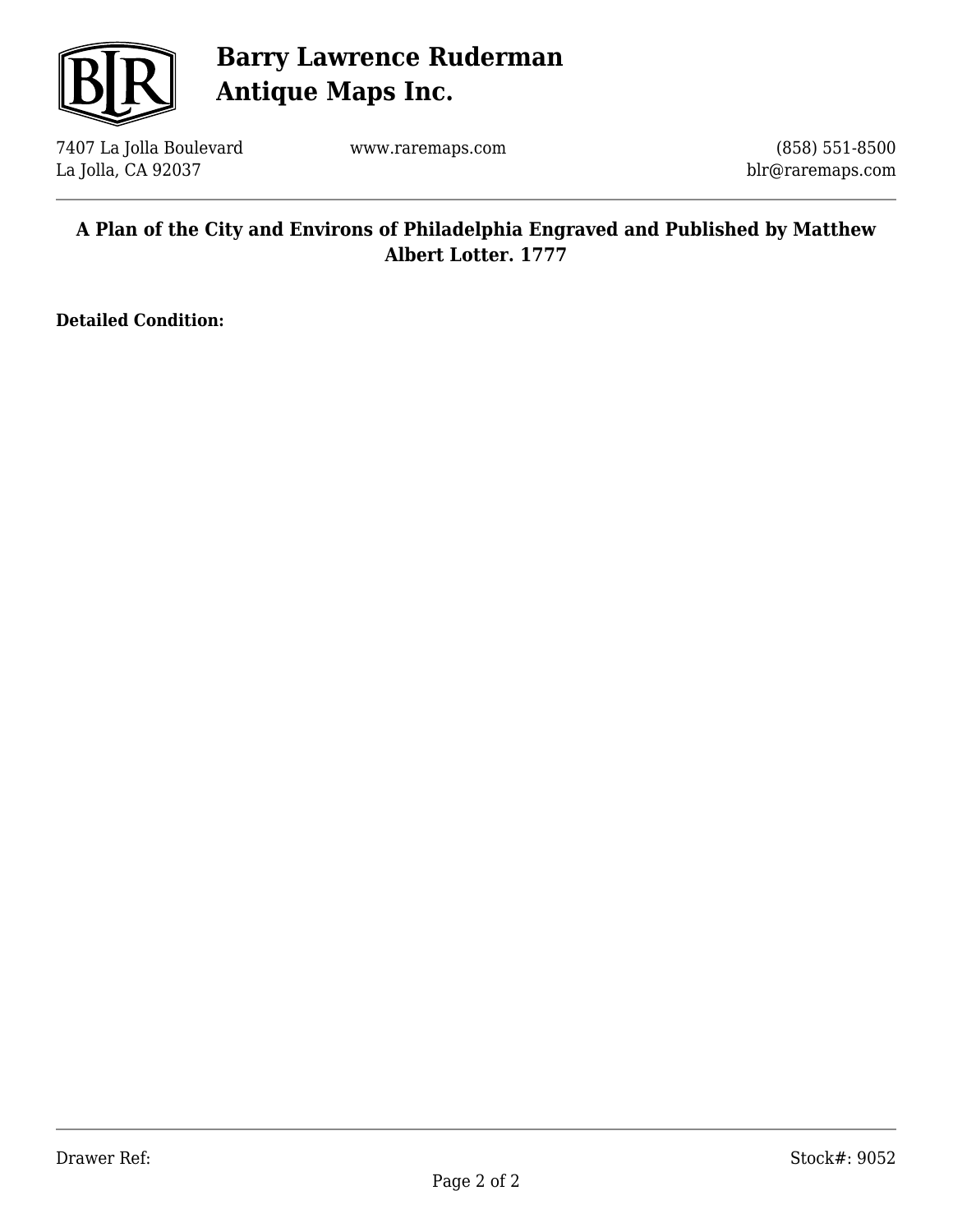**A Plan of the City and Environs of Philadelphia Engraved and Published by Matthew Albert Lotter. 1777**

**Detailed Condition:**